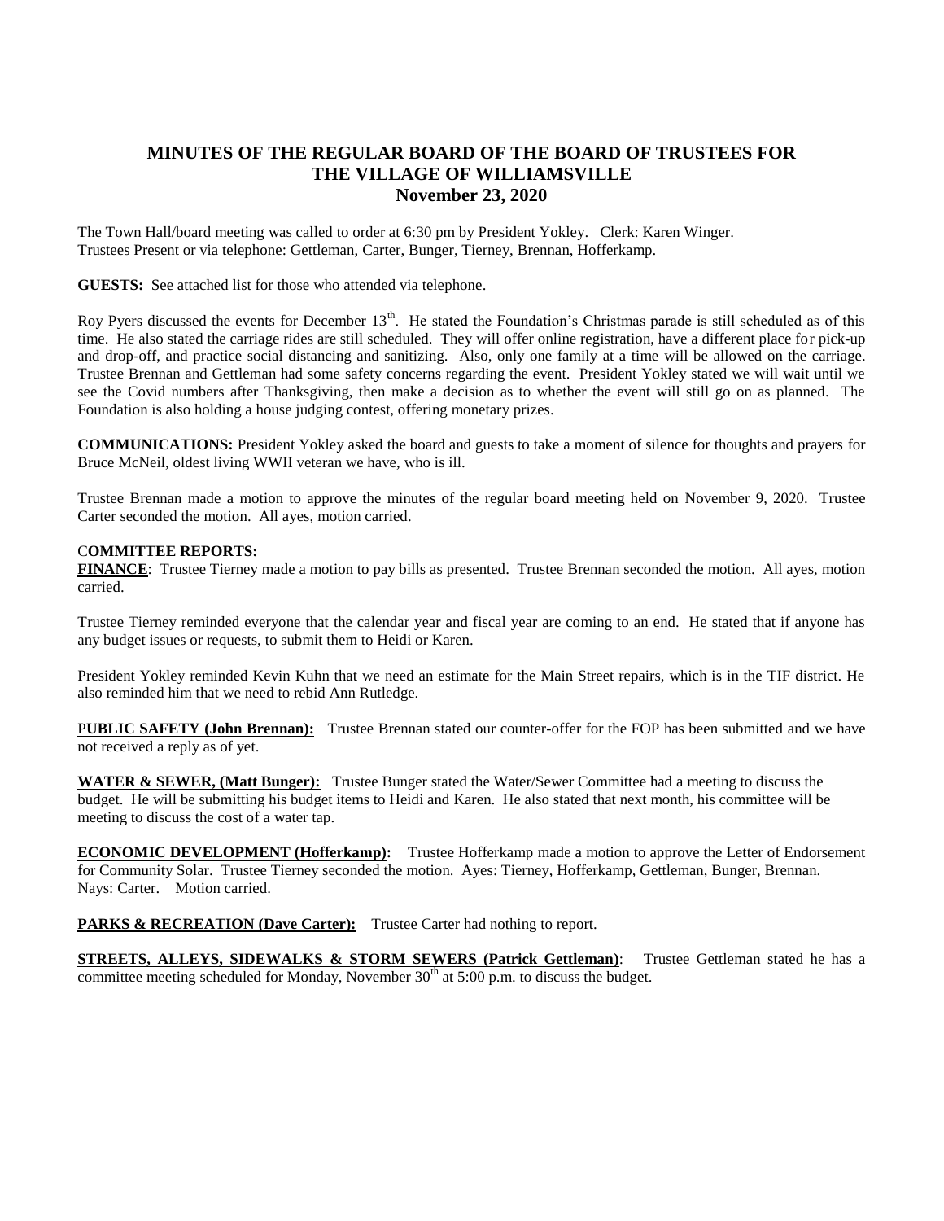# MINUTES OF THE REGULAR BOARD OF THE BOARD OF TRUSTEES FOR THE VILLAGE OF WILLIAMSVILLE
## November 23, 2020

The Town Hall/board meeting was called to order at 6:30 pm by President Yokley. Clerk: Karen Winger.
Trustees Present or via telephone: Gettleman, Carter, Bunger, Tierney, Brennan, Hofferkamp.

**GUESTS:** See attached list for those who attended via telephone.

Roy Pyers discussed the events for December 13th. He stated the Foundation's Christmas parade is still scheduled as of this time. He also stated the carriage rides are still scheduled. They will offer online registration, have a different place for pick-up and drop-off, and practice social distancing and sanitizing. Also, only one family at a time will be allowed on the carriage. Trustee Brennan and Gettleman had some safety concerns regarding the event. President Yokley stated we will wait until we see the Covid numbers after Thanksgiving, then make a decision as to whether the event will still go on as planned. The Foundation is also holding a house judging contest, offering monetary prizes.

**COMMUNICATIONS:** President Yokley asked the board and guests to take a moment of silence for thoughts and prayers for Bruce McNeil, oldest living WWII veteran we have, who is ill.

Trustee Brennan made a motion to approve the minutes of the regular board meeting held on November 9, 2020. Trustee Carter seconded the motion. All ayes, motion carried.

**COMMITTEE REPORTS:**

**FINANCE**: Trustee Tierney made a motion to pay bills as presented. Trustee Brennan seconded the motion. All ayes, motion carried.

Trustee Tierney reminded everyone that the calendar year and fiscal year are coming to an end. He stated that if anyone has any budget issues or requests, to submit them to Heidi or Karen.

President Yokley reminded Kevin Kuhn that we need an estimate for the Main Street repairs, which is in the TIF district. He also reminded him that we need to rebid Ann Rutledge.

**PUBLIC SAFETY (John Brennan):** Trustee Brennan stated our counter-offer for the FOP has been submitted and we have not received a reply as of yet.

**WATER & SEWER, (Matt Bunger):** Trustee Bunger stated the Water/Sewer Committee had a meeting to discuss the budget. He will be submitting his budget items to Heidi and Karen. He also stated that next month, his committee will be meeting to discuss the cost of a water tap.

**ECONOMIC DEVELOPMENT (Hofferkamp):** Trustee Hofferkamp made a motion to approve the Letter of Endorsement for Community Solar. Trustee Tierney seconded the motion. Ayes: Tierney, Hofferkamp, Gettleman, Bunger, Brennan. Nays: Carter. Motion carried.

**PARKS & RECREATION (Dave Carter):** Trustee Carter had nothing to report.

**STREETS, ALLEYS, SIDEWALKS & STORM SEWERS (Patrick Gettleman)**: Trustee Gettleman stated he has a committee meeting scheduled for Monday, November 30th at 5:00 p.m. to discuss the budget.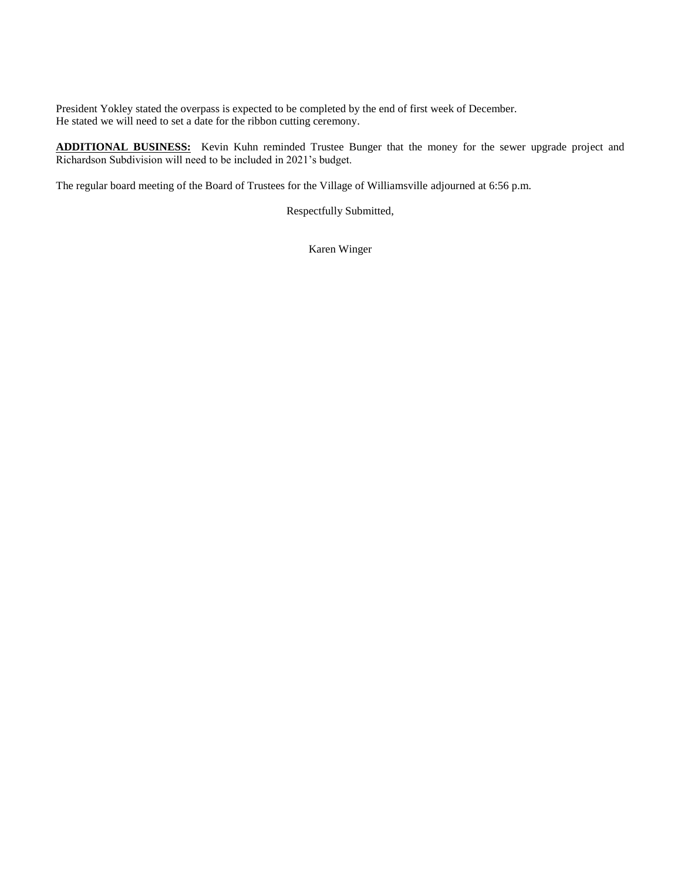President Yokley stated the overpass is expected to be completed by the end of first week of December. He stated we will need to set a date for the ribbon cutting ceremony.

**ADDITIONAL BUSINESS:** Kevin Kuhn reminded Trustee Bunger that the money for the sewer upgrade project and Richardson Subdivision will need to be included in 2021's budget.

The regular board meeting of the Board of Trustees for the Village of Williamsville adjourned at 6:56 p.m.

Respectfully Submitted,

Karen Winger